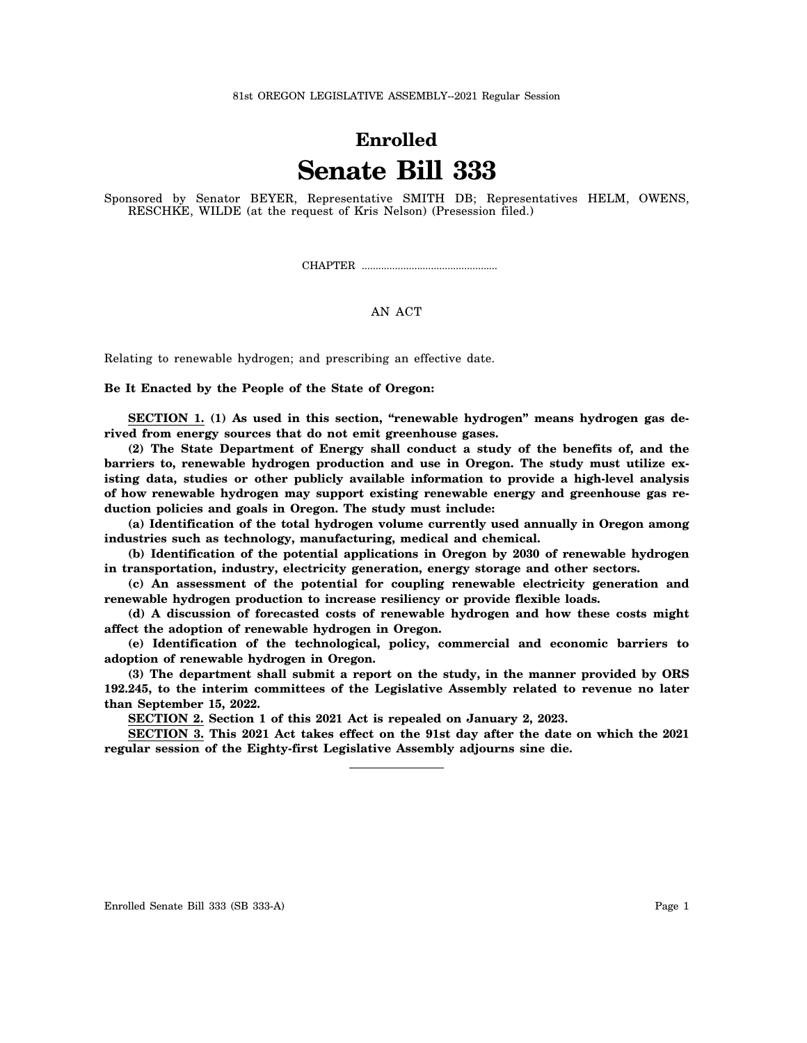81st OREGON LEGISLATIVE ASSEMBLY--2021 Regular Session

# Enrolled

# Senate Bill 333

Sponsored by Senator BEYER, Representative SMITH DB; Representatives HELM, OWENS, RESCHKE, WILDE (at the request of Kris Nelson) (Presession filed.)

CHAPTER .................................................

AN ACT

Relating to renewable hydrogen; and prescribing an effective date.

**Be It Enacted by the People of the State of Oregon:**

**SECTION 1. (1) As used in this section, "renewable hydrogen" means hydrogen gas derived from energy sources that do not emit greenhouse gases.**

**(2) The State Department of Energy shall conduct a study of the benefits of, and the barriers to, renewable hydrogen production and use in Oregon. The study must utilize existing data, studies or other publicly available information to provide a high-level analysis of how renewable hydrogen may support existing renewable energy and greenhouse gas reduction policies and goals in Oregon. The study must include:**

**(a) Identification of the total hydrogen volume currently used annually in Oregon among industries such as technology, manufacturing, medical and chemical.**

**(b) Identification of the potential applications in Oregon by 2030 of renewable hydrogen in transportation, industry, electricity generation, energy storage and other sectors.**

**(c) An assessment of the potential for coupling renewable electricity generation and renewable hydrogen production to increase resiliency or provide flexible loads.**

**(d) A discussion of forecasted costs of renewable hydrogen and how these costs might affect the adoption of renewable hydrogen in Oregon.**

**(e) Identification of the technological, policy, commercial and economic barriers to adoption of renewable hydrogen in Oregon.**

**(3) The department shall submit a report on the study, in the manner provided by ORS 192.245, to the interim committees of the Legislative Assembly related to revenue no later than September 15, 2022.**

**SECTION 2. Section 1 of this 2021 Act is repealed on January 2, 2023.**

**SECTION 3. This 2021 Act takes effect on the 91st day after the date on which the 2021 regular session of the Eighty-first Legislative Assembly adjourns sine die.**

Enrolled Senate Bill 333 (SB 333-A)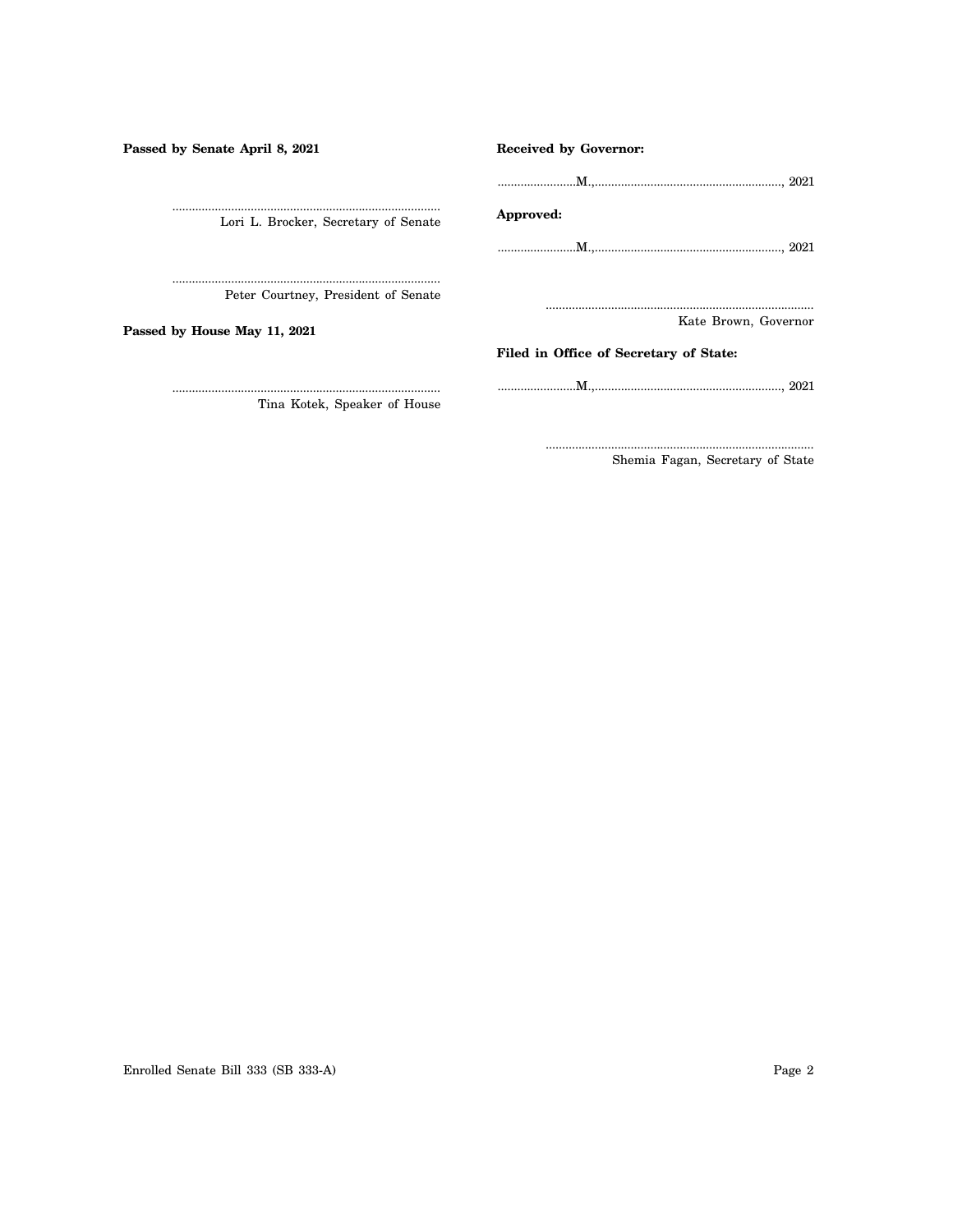**Passed by Senate April 8, 2021**

..................................................................................
Lori L. Brocker, Secretary of Senate

..................................................................................
Peter Courtney, President of Senate

**Passed by House May 11, 2021**

..................................................................................
Tina Kotek, Speaker of House

**Received by Governor:**

........................M.,........................................................., 2021

**Approved:**

........................M.,........................................................., 2021

..................................................................................
Kate Brown, Governor

**Filed in Office of Secretary of State:**

........................M.,........................................................., 2021

..................................................................................
Shemia Fagan, Secretary of State